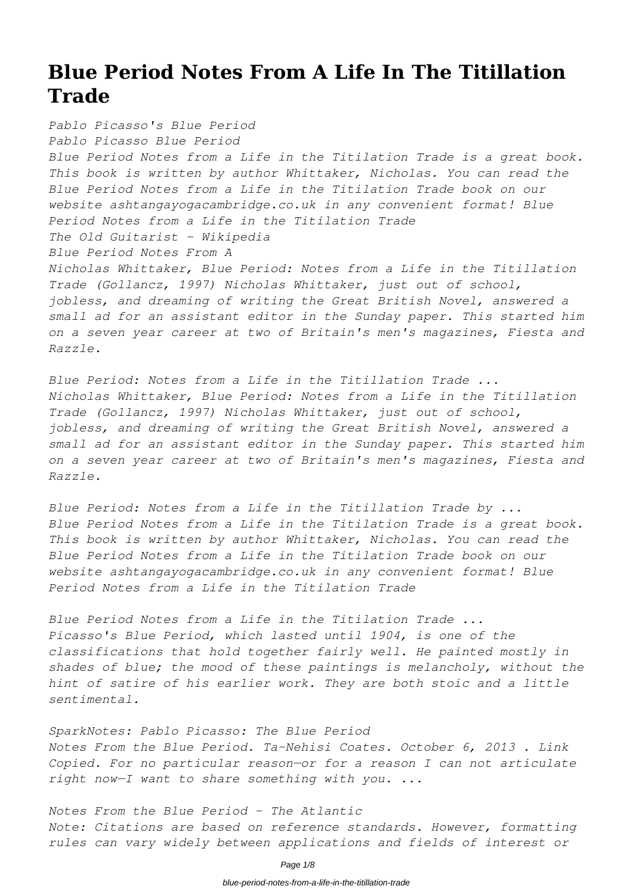# Blue Period Notes From A Life In The Titillation Trade

*Pablo Picasso's Blue Period*
*Pablo Picasso Blue Period*
*Blue Period Notes from a Life in the Titilation Trade is a great book. This book is written by author Whittaker, Nicholas. You can read the Blue Period Notes from a Life in the Titilation Trade book on our website ashtangayogacambridge.co.uk in any convenient format! Blue Period Notes from a Life in the Titilation Trade*
*The Old Guitarist - Wikipedia*
*Blue Period Notes From A*
*Nicholas Whittaker, Blue Period: Notes from a Life in the Titillation Trade (Gollancz, 1997) Nicholas Whittaker, just out of school, jobless, and dreaming of writing the Great British Novel, answered a small ad for an assistant editor in the Sunday paper. This started him on a seven year career at two of Britain's men's magazines, Fiesta and Razzle.*

*Blue Period: Notes from a Life in the Titillation Trade ...*
*Nicholas Whittaker, Blue Period: Notes from a Life in the Titillation Trade (Gollancz, 1997) Nicholas Whittaker, just out of school, jobless, and dreaming of writing the Great British Novel, answered a small ad for an assistant editor in the Sunday paper. This started him on a seven year career at two of Britain's men's magazines, Fiesta and Razzle.*

*Blue Period: Notes from a Life in the Titillation Trade by ...*
*Blue Period Notes from a Life in the Titilation Trade is a great book. This book is written by author Whittaker, Nicholas. You can read the Blue Period Notes from a Life in the Titilation Trade book on our website ashtangayogacambridge.co.uk in any convenient format! Blue Period Notes from a Life in the Titilation Trade*

*Blue Period Notes from a Life in the Titilation Trade ...*
*Picasso's Blue Period, which lasted until 1904, is one of the classifications that hold together fairly well. He painted mostly in shades of blue; the mood of these paintings is melancholy, without the hint of satire of his earlier work. They are both stoic and a little sentimental.*

*SparkNotes: Pablo Picasso: The Blue Period*
*Notes From the Blue Period. Ta-Nehisi Coates. October 6, 2013 . Link Copied. For no particular reason—or for a reason I can not articulate right now—I want to share something with you. ...*

*Notes From the Blue Period - The Atlantic*
*Note: Citations are based on reference standards. However, formatting rules can vary widely between applications and fields of interest or*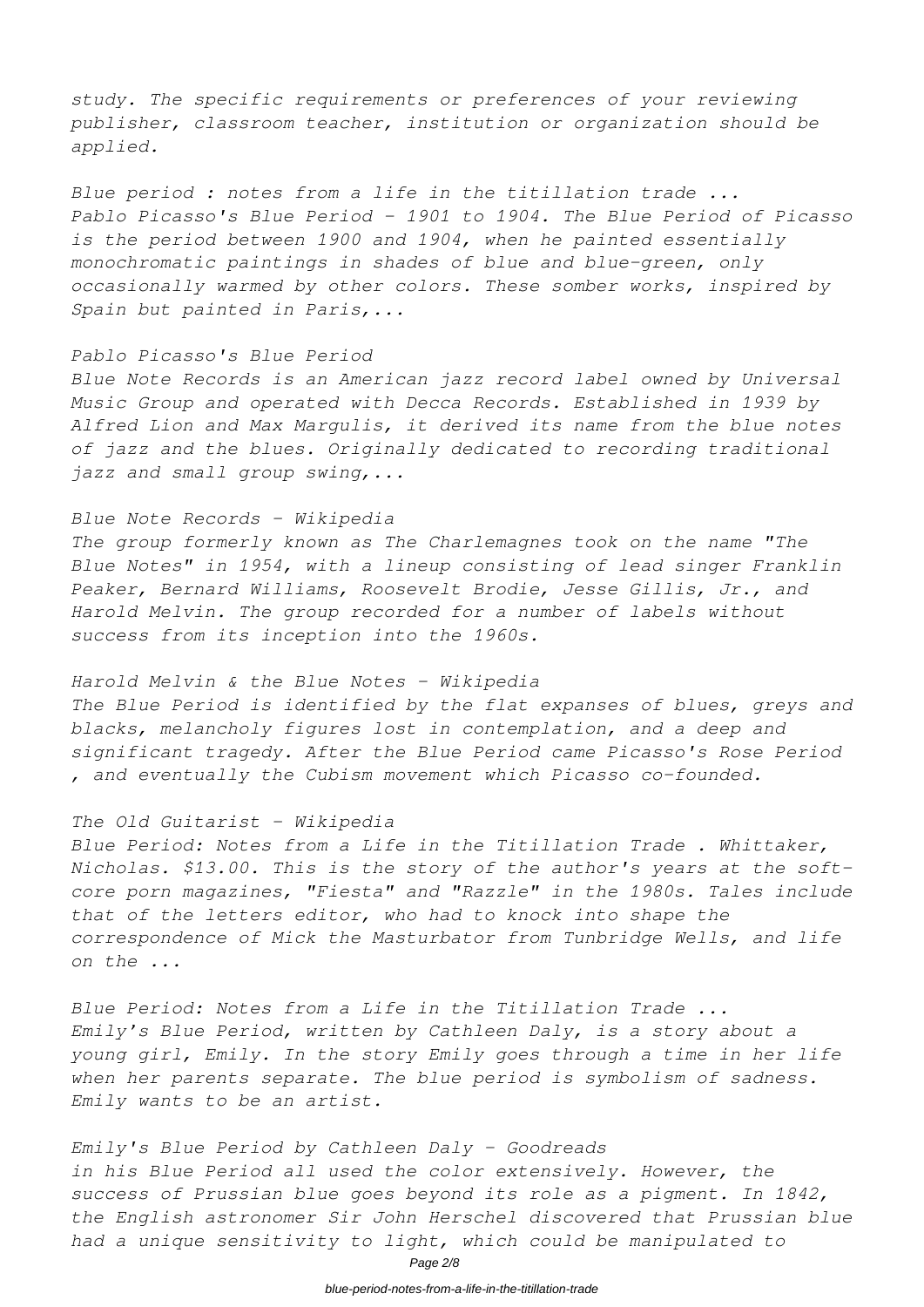*study. The specific requirements or preferences of your reviewing publisher, classroom teacher, institution or organization should be applied.*

*Blue period : notes from a life in the titillation trade ...*
*Pablo Picasso's Blue Period - 1901 to 1904. The Blue Period of Picasso is the period between 1900 and 1904, when he painted essentially monochromatic paintings in shades of blue and blue-green, only occasionally warmed by other colors. These somber works, inspired by Spain but painted in Paris,...*

*Pablo Picasso's Blue Period*
*Blue Note Records is an American jazz record label owned by Universal Music Group and operated with Decca Records. Established in 1939 by Alfred Lion and Max Margulis, it derived its name from the blue notes of jazz and the blues. Originally dedicated to recording traditional jazz and small group swing,...*

*Blue Note Records - Wikipedia*
*The group formerly known as The Charlemagnes took on the name "The Blue Notes" in 1954, with a lineup consisting of lead singer Franklin Peaker, Bernard Williams, Roosevelt Brodie, Jesse Gillis, Jr., and Harold Melvin. The group recorded for a number of labels without success from its inception into the 1960s.*

*Harold Melvin & the Blue Notes - Wikipedia*
*The Blue Period is identified by the flat expanses of blues, greys and blacks, melancholy figures lost in contemplation, and a deep and significant tragedy. After the Blue Period came Picasso's Rose Period , and eventually the Cubism movement which Picasso co-founded.*

*The Old Guitarist - Wikipedia*
*Blue Period: Notes from a Life in the Titillation Trade . Whittaker, Nicholas. $13.00. This is the story of the author's years at the soft-core porn magazines, "Fiesta" and "Razzle" in the 1980s. Tales include that of the letters editor, who had to knock into shape the correspondence of Mick the Masturbator from Tunbridge Wells, and life on the ...*

*Blue Period: Notes from a Life in the Titillation Trade ...*
*Emily's Blue Period, written by Cathleen Daly, is a story about a young girl, Emily. In the story Emily goes through a time in her life when her parents separate. The blue period is symbolism of sadness. Emily wants to be an artist.*

*Emily's Blue Period by Cathleen Daly - Goodreads*
*in his Blue Period all used the color extensively. However, the success of Prussian blue goes beyond its role as a pigment. In 1842, the English astronomer Sir John Herschel discovered that Prussian blue had a unique sensitivity to light, which could be manipulated to*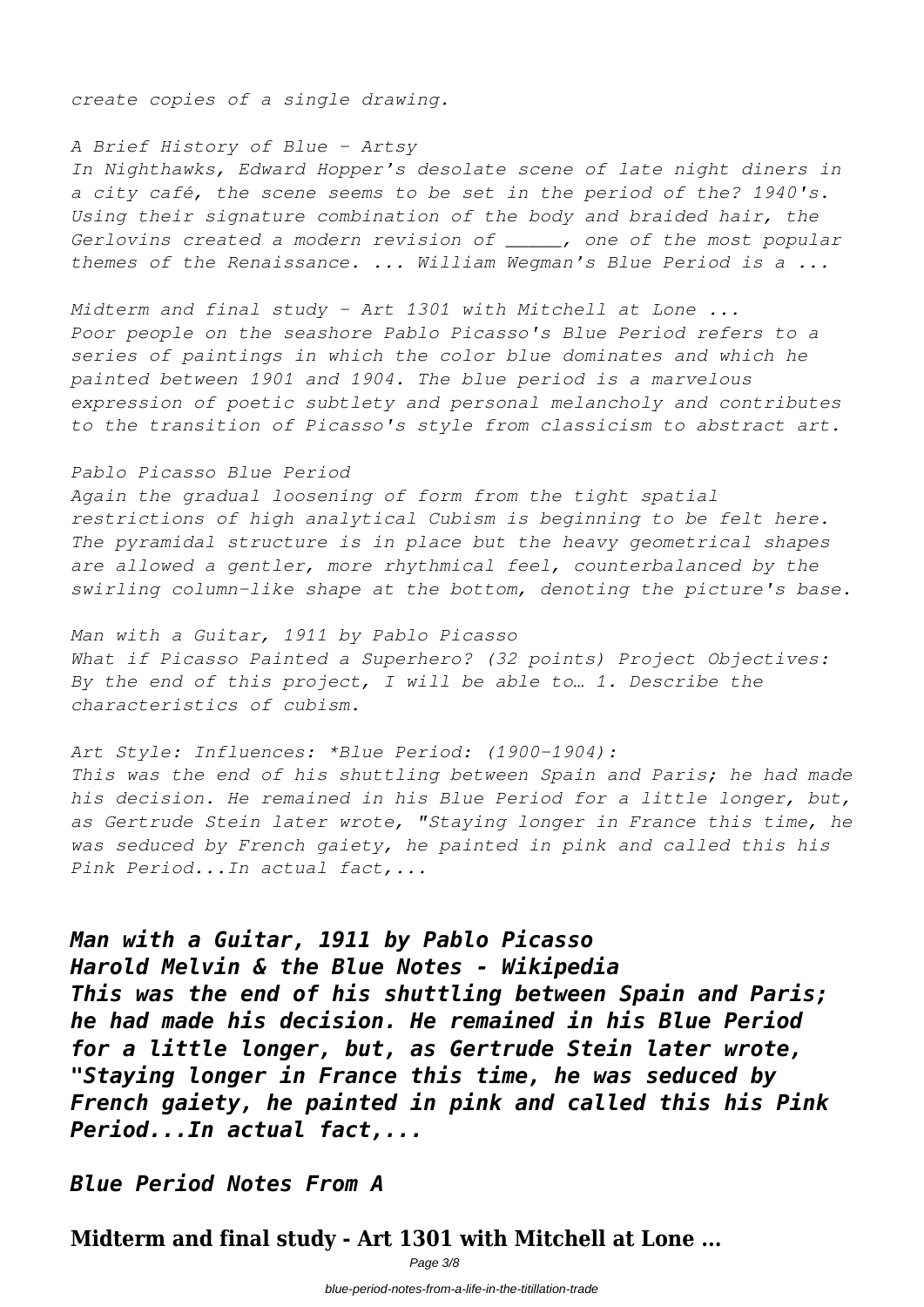*create copies of a single drawing.*

*A Brief History of Blue - Artsy*
*In Nighthawks, Edward Hopper's desolate scene of late night diners in a city café, the scene seems to be set in the period of the? 1940's. Using their signature combination of the body and braided hair, the Gerlovins created a modern revision of _____, one of the most popular themes of the Renaissance. ... William Wegman's Blue Period is a ...*

*Midterm and final study - Art 1301 with Mitchell at Lone ...*
*Poor people on the seashore Pablo Picasso's Blue Period refers to a series of paintings in which the color blue dominates and which he painted between 1901 and 1904. The blue period is a marvelous expression of poetic subtlety and personal melancholy and contributes to the transition of Picasso's style from classicism to abstract art.*

*Pablo Picasso Blue Period*
*Again the gradual loosening of form from the tight spatial restrictions of high analytical Cubism is beginning to be felt here. The pyramidal structure is in place but the heavy geometrical shapes are allowed a gentler, more rhythmical feel, counterbalanced by the swirling column-like shape at the bottom, denoting the picture's base.*

*Man with a Guitar, 1911 by Pablo Picasso*
*What if Picasso Painted a Superhero? (32 points) Project Objectives: By the end of this project, I will be able to… 1. Describe the characteristics of cubism.*

*Art Style: Influences: *Blue Period: (1900-1904):*
*This was the end of his shuttling between Spain and Paris; he had made his decision. He remained in his Blue Period for a little longer, but, as Gertrude Stein later wrote, "Staying longer in France this time, he was seduced by French gaiety, he painted in pink and called this his Pink Period...In actual fact,...*

***Man with a Guitar, 1911 by Pablo Picasso***
***Harold Melvin & the Blue Notes - Wikipedia***
***This was the end of his shuttling between Spain and Paris; he had made his decision. He remained in his Blue Period for a little longer, but, as Gertrude Stein later wrote, "Staying longer in France this time, he was seduced by French gaiety, he painted in pink and called this his Pink Period...In actual fact,...***

## *Blue Period Notes From A*

## Midterm and final study - Art 1301 with Mitchell at Lone ...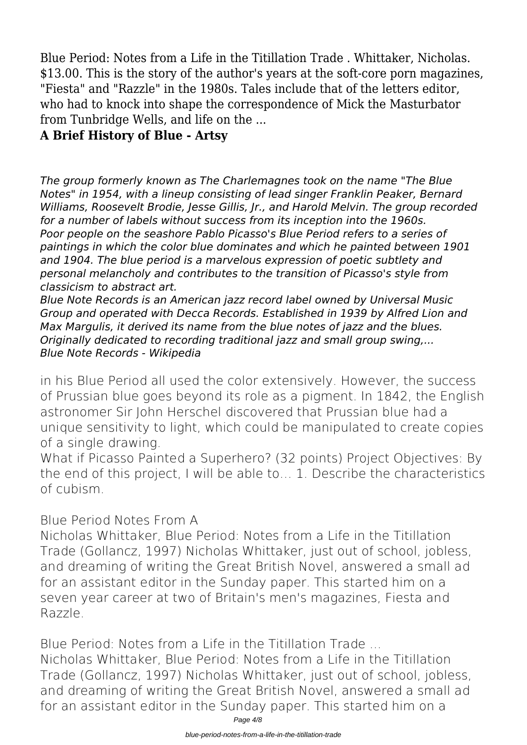Blue Period: Notes from a Life in the Titillation Trade . Whittaker, Nicholas. $13.00. This is the story of the author's years at the soft-core porn magazines, "Fiesta" and "Razzle" in the 1980s. Tales include that of the letters editor, who had to knock into shape the correspondence of Mick the Masturbator from Tunbridge Wells, and life on the ...

## A Brief History of Blue - Artsy

*The group formerly known as The Charlemagnes took on the name "The Blue Notes" in 1954, with a lineup consisting of lead singer Franklin Peaker, Bernard Williams, Roosevelt Brodie, Jesse Gillis, Jr., and Harold Melvin. The group recorded for a number of labels without success from its inception into the 1960s.*
*Poor people on the seashore Pablo Picasso's Blue Period refers to a series of paintings in which the color blue dominates and which he painted between 1901 and 1904. The blue period is a marvelous expression of poetic subtlety and personal melancholy and contributes to the transition of Picasso's style from classicism to abstract art.*
*Blue Note Records is an American jazz record label owned by Universal Music Group and operated with Decca Records. Established in 1939 by Alfred Lion and Max Margulis, it derived its name from the blue notes of jazz and the blues. Originally dedicated to recording traditional jazz and small group swing,...*
*Blue Note Records - Wikipedia*

in his Blue Period all used the color extensively. However, the success of Prussian blue goes beyond its role as a pigment. In 1842, the English astronomer Sir John Herschel discovered that Prussian blue had a unique sensitivity to light, which could be manipulated to create copies of a single drawing.
What if Picasso Painted a Superhero? (32 points) Project Objectives: By the end of this project, I will be able to… 1. Describe the characteristics of cubism.

Blue Period Notes From A

Nicholas Whittaker, Blue Period: Notes from a Life in the Titillation Trade (Gollancz, 1997) Nicholas Whittaker, just out of school, jobless, and dreaming of writing the Great British Novel, answered a small ad for an assistant editor in the Sunday paper. This started him on a seven year career at two of Britain's men's magazines, Fiesta and Razzle.

Blue Period: Notes from a Life in the Titillation Trade ...

Nicholas Whittaker, Blue Period: Notes from a Life in the Titillation Trade (Gollancz, 1997) Nicholas Whittaker, just out of school, jobless, and dreaming of writing the Great British Novel, answered a small ad for an assistant editor in the Sunday paper. This started him on a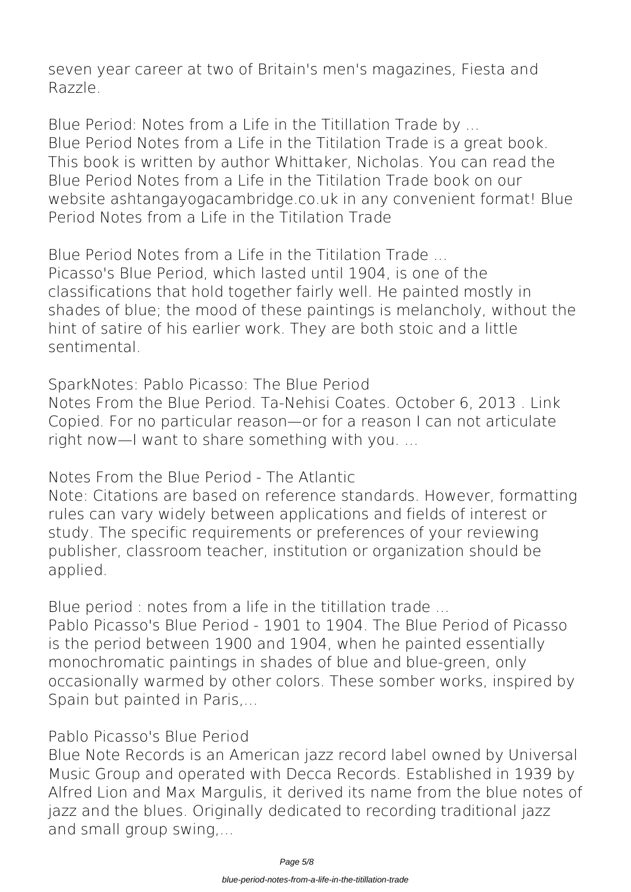seven year career at two of Britain's men's magazines, Fiesta and Razzle.

**Blue Period: Notes from a Life in the Titillation Trade by ...**

Blue Period Notes from a Life in the Titilation Trade is a great book. This book is written by author Whittaker, Nicholas. You can read the Blue Period Notes from a Life in the Titilation Trade book on our website ashtangayogacambridge.co.uk in any convenient format! Blue Period Notes from a Life in the Titilation Trade

**Blue Period Notes from a Life in the Titilation Trade ...**

Picasso's Blue Period, which lasted until 1904, is one of the classifications that hold together fairly well. He painted mostly in shades of blue; the mood of these paintings is melancholy, without the hint of satire of his earlier work. They are both stoic and a little sentimental.

**SparkNotes: Pablo Picasso: The Blue Period**

Notes From the Blue Period. Ta-Nehisi Coates. October 6, 2013 . Link Copied. For no particular reason—or for a reason I can not articulate right now—I want to share something with you. ...

**Notes From the Blue Period - The Atlantic**

Note: Citations are based on reference standards. However, formatting rules can vary widely between applications and fields of interest or study. The specific requirements or preferences of your reviewing publisher, classroom teacher, institution or organization should be applied.

**Blue period : notes from a life in the titillation trade ...**

Pablo Picasso's Blue Period - 1901 to 1904. The Blue Period of Picasso is the period between 1900 and 1904, when he painted essentially monochromatic paintings in shades of blue and blue-green, only occasionally warmed by other colors. These somber works, inspired by Spain but painted in Paris,...

**Pablo Picasso's Blue Period**

Blue Note Records is an American jazz record label owned by Universal Music Group and operated with Decca Records. Established in 1939 by Alfred Lion and Max Margulis, it derived its name from the blue notes of jazz and the blues. Originally dedicated to recording traditional jazz and small group swing,...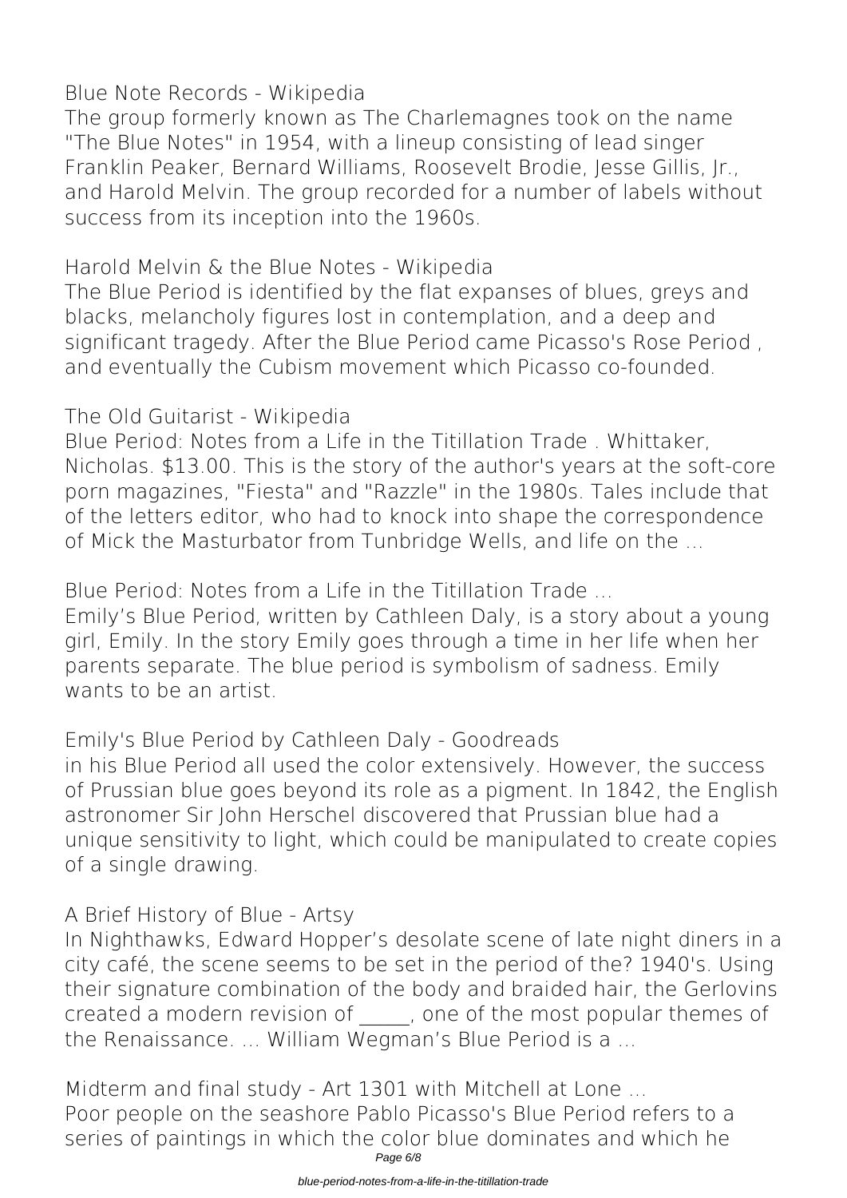**Blue Note Records - Wikipedia**

The group formerly known as The Charlemagnes took on the name "The Blue Notes" in 1954, with a lineup consisting of lead singer Franklin Peaker, Bernard Williams, Roosevelt Brodie, Jesse Gillis, Jr., and Harold Melvin. The group recorded for a number of labels without success from its inception into the 1960s.

**Harold Melvin & the Blue Notes - Wikipedia**

The Blue Period is identified by the flat expanses of blues, greys and blacks, melancholy figures lost in contemplation, and a deep and significant tragedy. After the Blue Period came Picasso's Rose Period , and eventually the Cubism movement which Picasso co-founded.

**The Old Guitarist - Wikipedia**

Blue Period: Notes from a Life in the Titillation Trade . Whittaker, Nicholas. $13.00. This is the story of the author's years at the soft-core porn magazines, "Fiesta" and "Razzle" in the 1980s. Tales include that of the letters editor, who had to knock into shape the correspondence of Mick the Masturbator from Tunbridge Wells, and life on the ...

**Blue Period: Notes from a Life in the Titillation Trade ...**

Emily's Blue Period, written by Cathleen Daly, is a story about a young girl, Emily. In the story Emily goes through a time in her life when her parents separate. The blue period is symbolism of sadness. Emily wants to be an artist.

**Emily's Blue Period by Cathleen Daly - Goodreads**

in his Blue Period all used the color extensively. However, the success of Prussian blue goes beyond its role as a pigment. In 1842, the English astronomer Sir John Herschel discovered that Prussian blue had a unique sensitivity to light, which could be manipulated to create copies of a single drawing.

**A Brief History of Blue - Artsy**

In Nighthawks, Edward Hopper's desolate scene of late night diners in a city café, the scene seems to be set in the period of the? 1940's. Using their signature combination of the body and braided hair, the Gerlovins created a modern revision of _____, one of the most popular themes of the Renaissance. ... William Wegman's Blue Period is a ...

**Midterm and final study - Art 1301 with Mitchell at Lone ...**

Poor people on the seashore Pablo Picasso's Blue Period refers to a series of paintings in which the color blue dominates and which he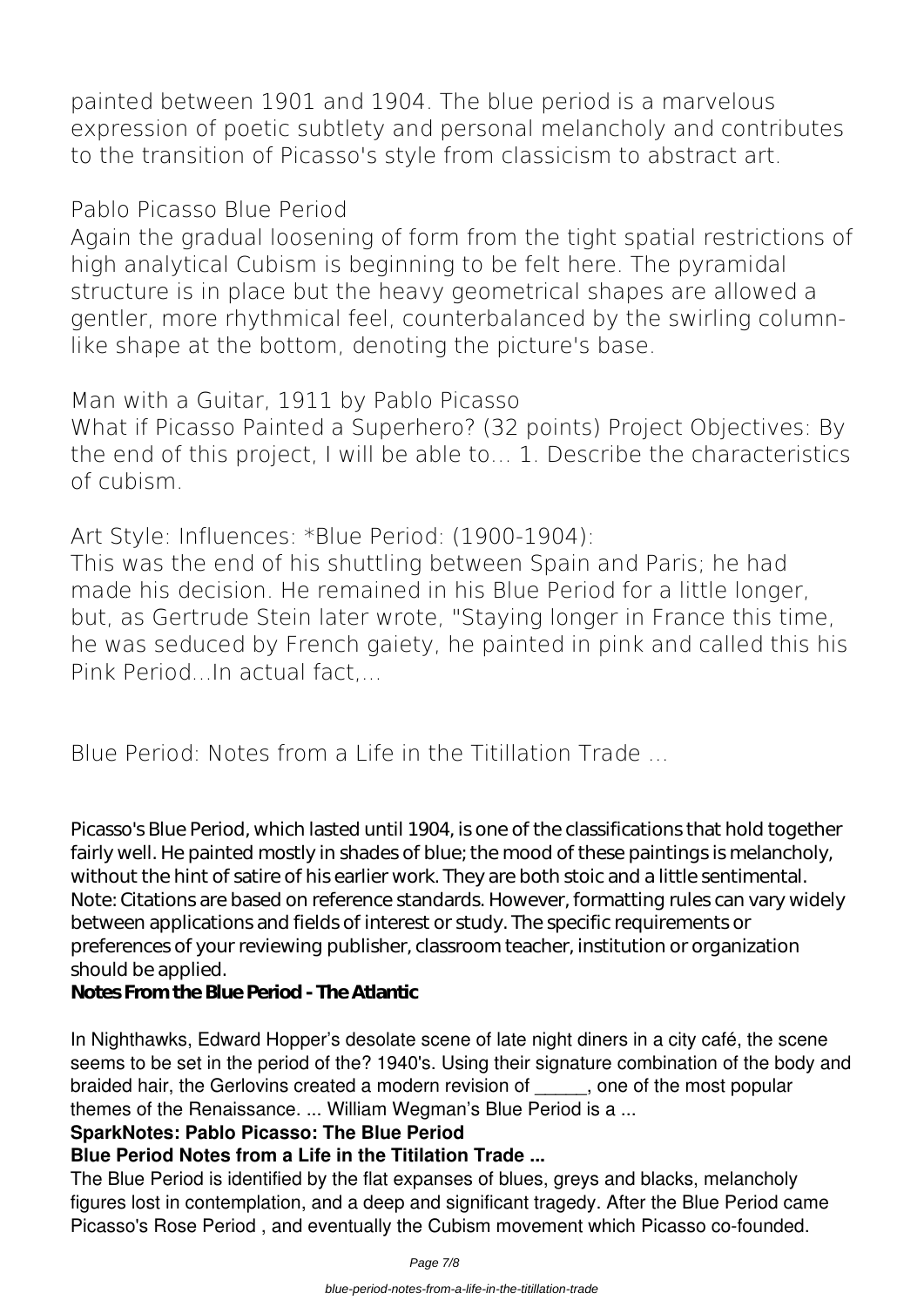painted between 1901 and 1904. The blue period is a marvelous expression of poetic subtlety and personal melancholy and contributes to the transition of Picasso's style from classicism to abstract art.

## Pablo Picasso Blue Period

Again the gradual loosening of form from the tight spatial restrictions of high analytical Cubism is beginning to be felt here. The pyramidal structure is in place but the heavy geometrical shapes are allowed a gentler, more rhythmical feel, counterbalanced by the swirling column-like shape at the bottom, denoting the picture's base.

## Man with a Guitar, 1911 by Pablo Picasso

What if Picasso Painted a Superhero? (32 points) Project Objectives: By the end of this project, I will be able to… 1. Describe the characteristics of cubism.

## Art Style: Influences: *Blue Period: (1900-1904):

This was the end of his shuttling between Spain and Paris; he had made his decision. He remained in his Blue Period for a little longer, but, as Gertrude Stein later wrote, "Staying longer in France this time, he was seduced by French gaiety, he painted in pink and called this his Pink Period...In actual fact,...

## Blue Period: Notes from a Life in the Titillation Trade ...

Picasso's Blue Period, which lasted until 1904, is one of the classifications that hold together fairly well. He painted mostly in shades of blue; the mood of these paintings is melancholy, without the hint of satire of his earlier work. They are both stoic and a little sentimental. Note: Citations are based on reference standards. However, formatting rules can vary widely between applications and fields of interest or study. The specific requirements or preferences of your reviewing publisher, classroom teacher, institution or organization should be applied.

**Notes From the Blue Period - The Atlantic**

In Nighthawks, Edward Hopper's desolate scene of late night diners in a city café, the scene seems to be set in the period of the? 1940's. Using their signature combination of the body and braided hair, the Gerlovins created a modern revision of _____, one of the most popular themes of the Renaissance. ... William Wegman's Blue Period is a ...

**SparkNotes: Pablo Picasso: The Blue Period**

**Blue Period Notes from a Life in the Titilation Trade ...**

The Blue Period is identified by the flat expanses of blues, greys and blacks, melancholy figures lost in contemplation, and a deep and significant tragedy. After the Blue Period came Picasso's Rose Period , and eventually the Cubism movement which Picasso co-founded.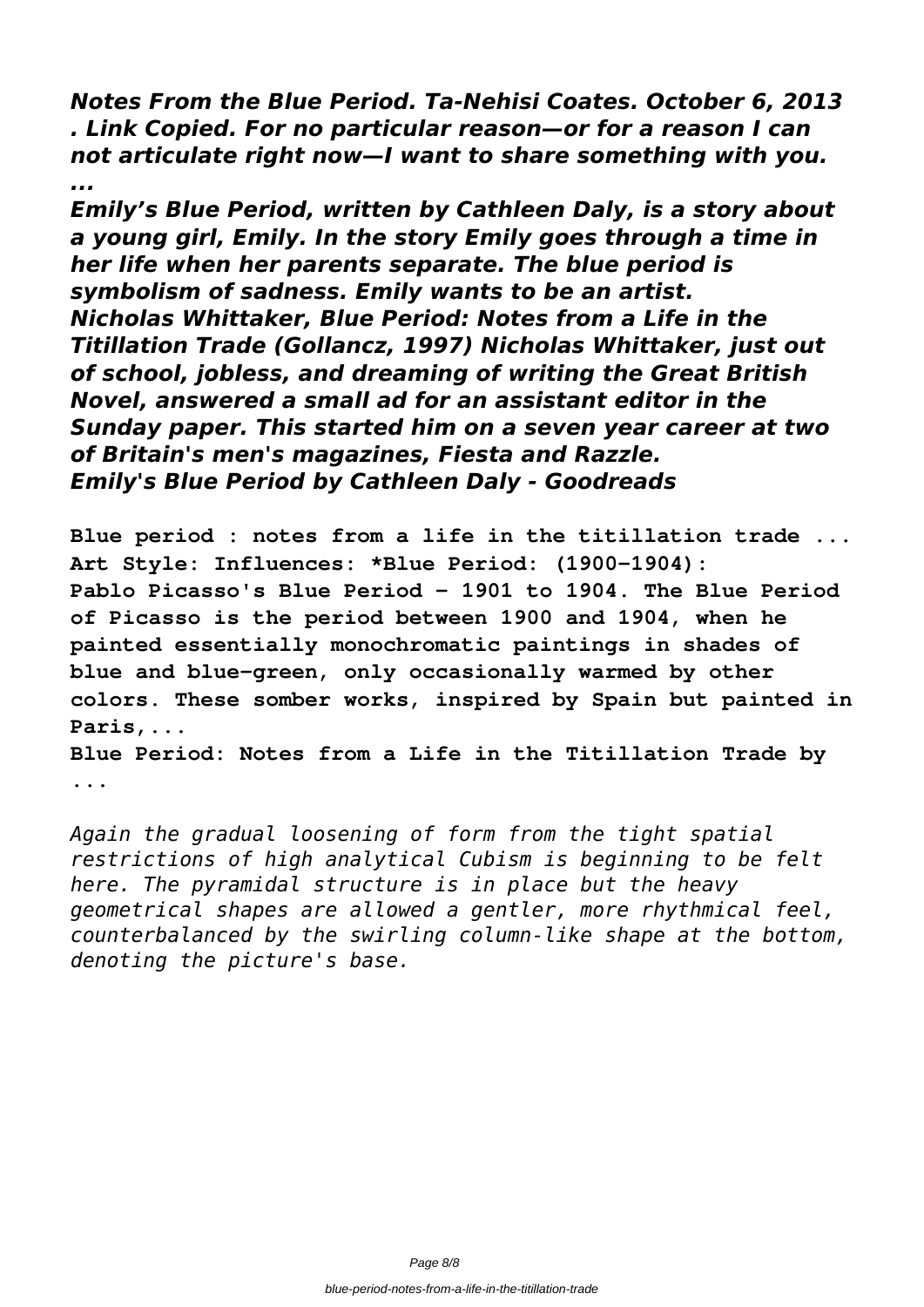*Notes From the Blue Period. Ta-Nehisi Coates. October 6, 2013 . Link Copied. For no particular reason—or for a reason I can not articulate right now—I want to share something with you. ...*

*Emily's Blue Period, written by Cathleen Daly, is a story about a young girl, Emily. In the story Emily goes through a time in her life when her parents separate. The blue period is symbolism of sadness. Emily wants to be an artist.*

*Nicholas Whittaker, Blue Period: Notes from a Life in the Titillation Trade (Gollancz, 1997) Nicholas Whittaker, just out of school, jobless, and dreaming of writing the Great British Novel, answered a small ad for an assistant editor in the Sunday paper. This started him on a seven year career at two of Britain's men's magazines, Fiesta and Razzle.*

*Emily's Blue Period by Cathleen Daly - Goodreads*

**Blue period : notes from a life in the titillation trade ...**

**Art Style: Influences: *Blue Period: (1900-1904):**

**Pablo Picasso's Blue Period - 1901 to 1904. The Blue Period of Picasso is the period between 1900 and 1904, when he painted essentially monochromatic paintings in shades of blue and blue-green, only occasionally warmed by other colors. These somber works, inspired by Spain but painted in Paris,...**

**Blue Period: Notes from a Life in the Titillation Trade by ...**

*Again the gradual loosening of form from the tight spatial restrictions of high analytical Cubism is beginning to be felt here. The pyramidal structure is in place but the heavy geometrical shapes are allowed a gentler, more rhythmical feel, counterbalanced by the swirling column-like shape at the bottom, denoting the picture's base.*